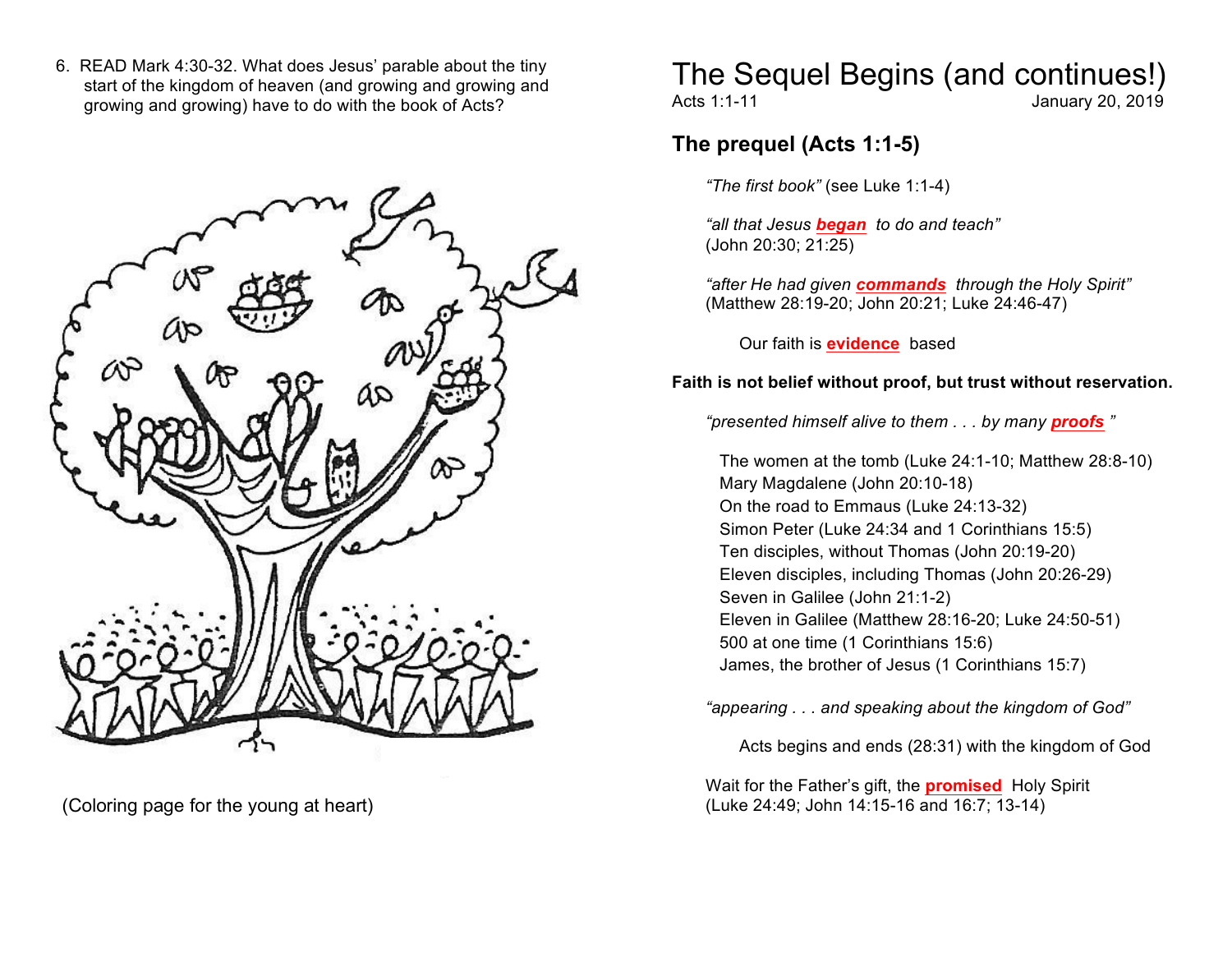6. READ Mark 4:30-32. What does Jesus' parable about the tiny start of the kingdom of heaven (and growing and growing and growing and growing) have to do with the book of Acts?

(Coloring page for the young at heart)

# The Sequel Begins (and continues!)

Acts 1:1-11 January 20, 2019

## The prequel (Acts 1:1-5)

*"The first book"* (see Luke 1:1-4)

*"all that Jesus **began** to do and teach"*
(John 20:30; 21:25)

*"after He had given **commands** through the Holy Spirit"*
(Matthew 28:19-20; John 20:21; Luke 24:46-47)

Our faith is **evidence** based

**Faith is not belief without proof, but trust without reservation.**

*"presented himself alive to them . . . by many **proofs** "*

The women at the tomb (Luke 24:1-10; Matthew 28:8-10)
Mary Magdalene (John 20:10-18)
On the road to Emmaus (Luke 24:13-32)
Simon Peter (Luke 24:34 and 1 Corinthians 15:5)
Ten disciples, without Thomas (John 20:19-20)
Eleven disciples, including Thomas (John 20:26-29)
Seven in Galilee (John 21:1-2)
Eleven in Galilee (Matthew 28:16-20; Luke 24:50-51)
500 at one time (1 Corinthians 15:6)
James, the brother of Jesus (1 Corinthians 15:7)

*"appearing . . . and speaking about the kingdom of God"*

Acts begins and ends (28:31) with the kingdom of God

Wait for the Father's gift, the **promised** Holy Spirit
(Luke 24:49; John 14:15-16 and 16:7; 13-14)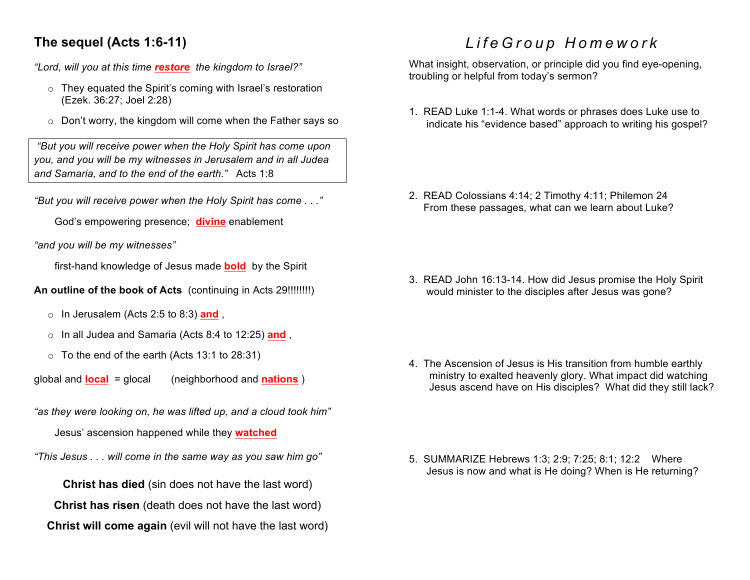## The sequel (Acts 1:6-11)

*"Lord, will you at this time* ***restore*** *the kingdom to Israel?"*

- They equated the Spirit's coming with Israel's restoration (Ezek. 36:27; Joel 2:28)
- Don't worry, the kingdom will come when the Father says so

> *"But you will receive power when the Holy Spirit has come upon you, and you will be my witnesses in Jerusalem and in all Judea and Samaria, and to the end of the earth."* Acts 1:8

*"But you will receive power when the Holy Spirit has come . . ."*

God's empowering presence; **divine** enablement

*"and you will be my witnesses"*

first-hand knowledge of Jesus made **bold** by the Spirit

**An outline of the book of Acts** (continuing in Acts 29!!!!!!!!)

- In Jerusalem (Acts 2:5 to 8:3) **and** ,
- In all Judea and Samaria (Acts 8:4 to 12:25) **and** ,
- To the end of the earth (Acts 13:1 to 28:31)

global and **local** = glocal (neighborhood and **nations** )

*"as they were looking on, he was lifted up, and a cloud took him"*

Jesus' ascension happened while they **watched**

*"This Jesus . . . will come in the same way as you saw him go"*

**Christ has died** (sin does not have the last word)

**Christ has risen** (death does not have the last word)

**Christ will come again** (evil will not have the last word)

# *LifeGroup Homework*

What insight, observation, or principle did you find eye-opening, troubling or helpful from today's sermon?

1. READ Luke 1:1-4. What words or phrases does Luke use to indicate his "evidence based" approach to writing his gospel?

2. READ Colossians 4:14; 2 Timothy 4:11; Philemon 24
   From these passages, what can we learn about Luke?

3. READ John 16:13-14. How did Jesus promise the Holy Spirit would minister to the disciples after Jesus was gone?

4. The Ascension of Jesus is His transition from humble earthly ministry to exalted heavenly glory. What impact did watching Jesus ascend have on His disciples? What did they still lack?

5. SUMMARIZE Hebrews 1:3; 2:9; 7:25; 8:1; 12:2 Where Jesus is now and what is He doing? When is He returning?